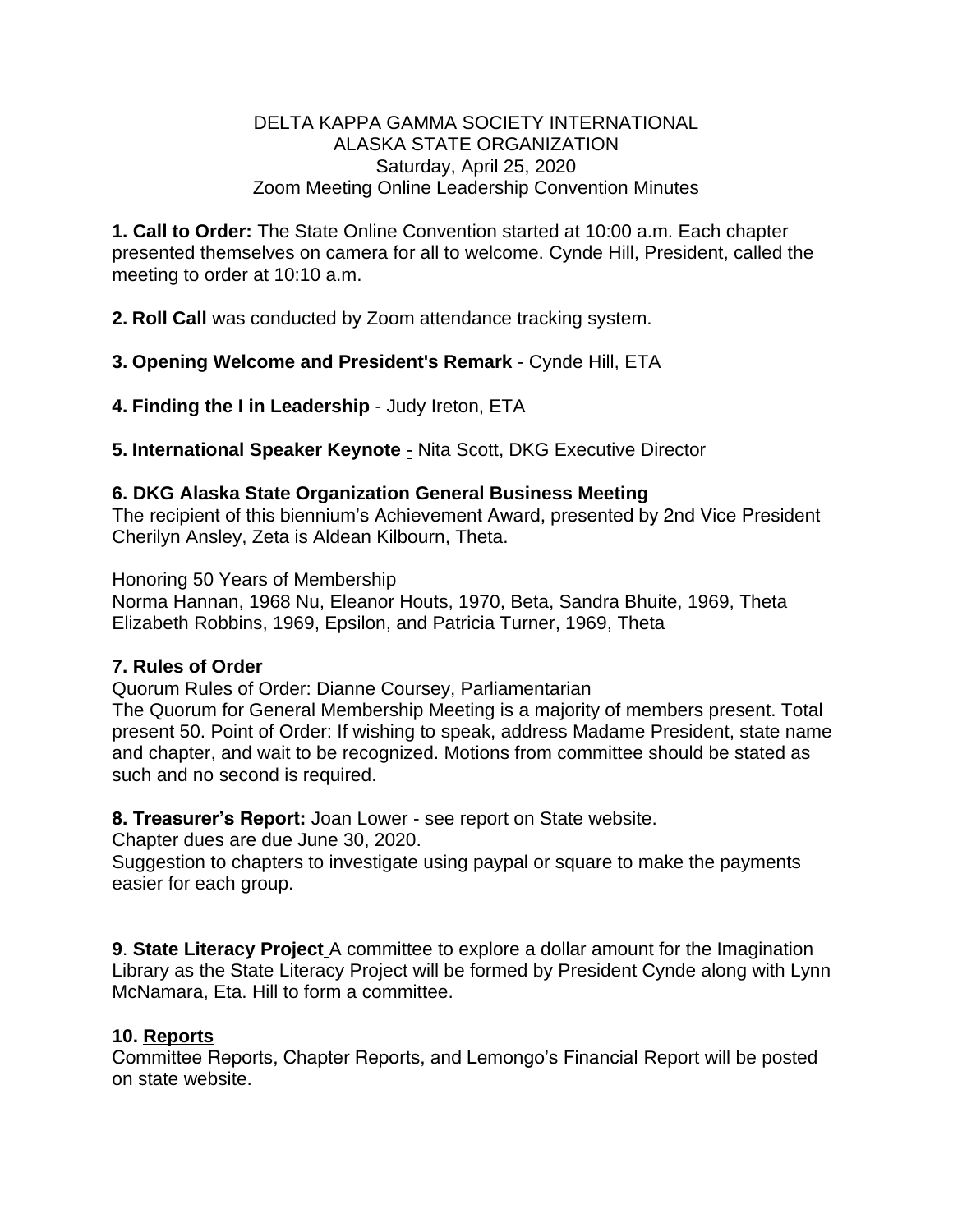DELTA KAPPA GAMMA SOCIETY INTERNATIONAL
ALASKA STATE ORGANIZATION
Saturday, April 25, 2020
Zoom Meeting Online Leadership Convention Minutes

**1. Call to Order:** The State Online Convention started at 10:00 a.m. Each chapter presented themselves on camera for all to welcome. Cynde Hill, President, called the meeting to order at 10:10 a.m.

**2. Roll Call** was conducted by Zoom attendance tracking system.

**3. Opening Welcome and President's Remark** - Cynde Hill, ETA

**4. Finding the I in Leadership** - Judy Ireton, ETA

**5. International Speaker Keynote** - Nita Scott, DKG Executive Director

**6. DKG Alaska State Organization General Business Meeting**
The recipient of this biennium's Achievement Award, presented by 2nd Vice President Cherilyn Ansley, Zeta is Aldean Kilbourn, Theta.

Honoring 50 Years of Membership
Norma Hannan, 1968 Nu, Eleanor Houts, 1970, Beta, Sandra Bhuite, 1969, Theta Elizabeth Robbins, 1969, Epsilon, and Patricia Turner, 1969, Theta

**7. Rules of Order**
Quorum Rules of Order: Dianne Coursey, Parliamentarian
The Quorum for General Membership Meeting is a majority of members present. Total present 50. Point of Order: If wishing to speak, address Madame President, state name and chapter, and wait to be recognized. Motions from committee should be stated as such and no second is required.

**8. Treasurer's Report:** Joan Lower - see report on State website.
Chapter dues are due June 30, 2020.
Suggestion to chapters to investigate using paypal or square to make the payments easier for each group.

**9**. **State Literacy Project** A committee to explore a dollar amount for the Imagination Library as the State Literacy Project will be formed by President Cynde along with Lynn McNamara, Eta. Hill to form a committee.

**10. Reports**
Committee Reports, Chapter Reports, and Lemongo's Financial Report will be posted on state website.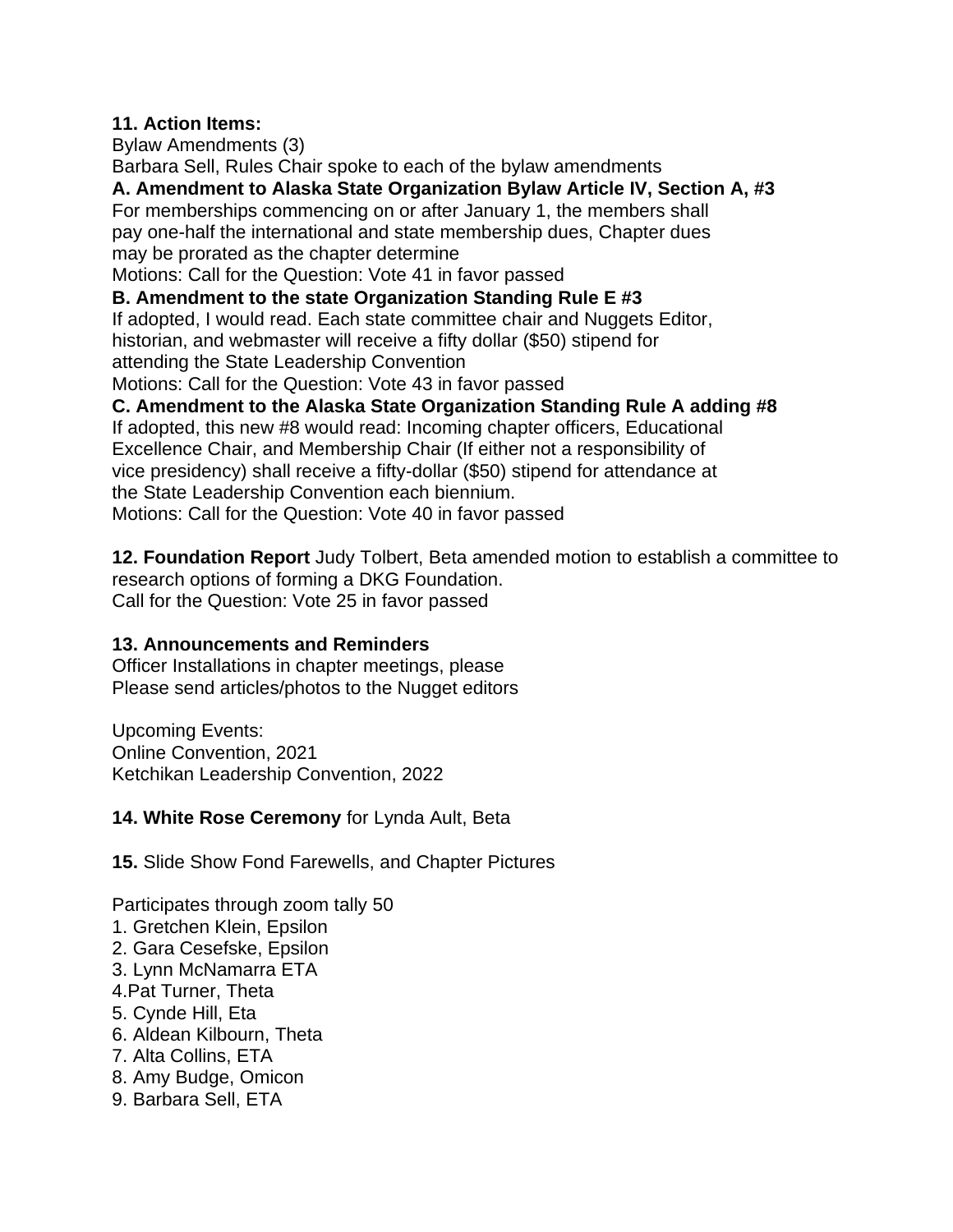**11. Action Items:**
Bylaw Amendments (3)
Barbara Sell, Rules Chair spoke to each of the bylaw amendments

**A. Amendment to Alaska State Organization Bylaw Article IV, Section A, #3**
For memberships commencing on or after January 1, the members shall pay one-half the international and state membership dues, Chapter dues may be prorated as the chapter determine
Motions: Call for the Question: Vote 41 in favor passed

**B. Amendment to the state Organization Standing Rule E #3**
If adopted, I would read. Each state committee chair and Nuggets Editor, historian, and webmaster will receive a fifty dollar ($50) stipend for attending the State Leadership Convention
Motions: Call for the Question: Vote 43 in favor passed

**C. Amendment to the Alaska State Organization Standing Rule A adding #8**
If adopted, this new #8 would read: Incoming chapter officers, Educational Excellence Chair, and Membership Chair (If either not a responsibility of vice presidency) shall receive a fifty-dollar ($50) stipend for attendance at the State Leadership Convention each biennium.
Motions: Call for the Question: Vote 40 in favor passed

**12. Foundation Report** Judy Tolbert, Beta amended motion to establish a committee to research options of forming a DKG Foundation.
Call for the Question: Vote 25 in favor passed

**13. Announcements and Reminders**
Officer Installations in chapter meetings, please
Please send articles/photos to the Nugget editors

Upcoming Events:
Online Convention, 2021
Ketchikan Leadership Convention, 2022

**14. White Rose Ceremony** for Lynda Ault, Beta

**15.** Slide Show Fond Farewells, and Chapter Pictures

Participates through zoom tally 50

1. Gretchen Klein, Epsilon
2. Gara Cesefske, Epsilon
3. Lynn McNamarra ETA
4. Pat Turner, Theta
5. Cynde Hill, Eta
6. Aldean Kilbourn, Theta
7. Alta Collins, ETA
8. Amy Budge, Omicon
9. Barbara Sell, ETA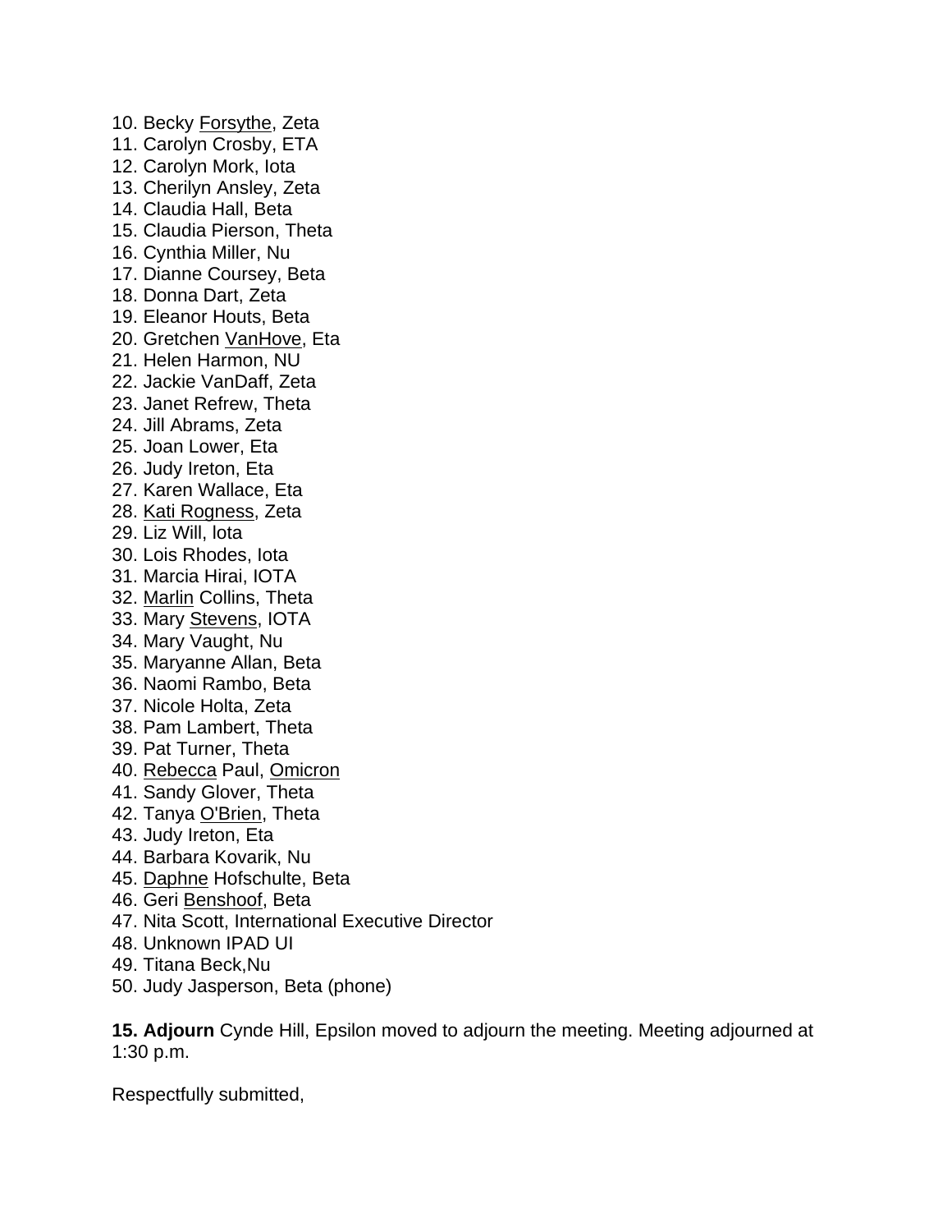10. Becky Forsythe, Zeta
11. Carolyn Crosby, ETA
12. Carolyn Mork, Iota
13. Cherilyn Ansley, Zeta
14. Claudia Hall, Beta
15. Claudia Pierson, Theta
16. Cynthia Miller, Nu
17. Dianne Coursey, Beta
18. Donna Dart, Zeta
19. Eleanor Houts, Beta
20. Gretchen VanHove, Eta
21. Helen Harmon, NU
22. Jackie VanDaff, Zeta
23. Janet Refrew, Theta
24. Jill Abrams, Zeta
25. Joan Lower, Eta
26. Judy Ireton, Eta
27. Karen Wallace, Eta
28. Kati Rogness, Zeta
29. Liz Will, Iota
30. Lois Rhodes, Iota
31. Marcia Hirai, IOTA
32. Marlin Collins, Theta
33. Mary Stevens, IOTA
34. Mary Vaught, Nu
35. Maryanne Allan, Beta
36. Naomi Rambo, Beta
37. Nicole Holta, Zeta
38. Pam Lambert, Theta
39. Pat Turner, Theta
40. Rebecca Paul, Omicron
41. Sandy Glover, Theta
42. Tanya O'Brien, Theta
43. Judy Ireton, Eta
44. Barbara Kovarik, Nu
45. Daphne Hofschulte, Beta
46. Geri Benshoof, Beta
47. Nita Scott, International Executive Director
48. Unknown IPAD UI
49. Titana Beck,Nu
50. Judy Jasperson, Beta (phone)

**15. Adjourn** Cynde Hill, Epsilon moved to adjourn the meeting. Meeting adjourned at 1:30 p.m.

Respectfully submitted,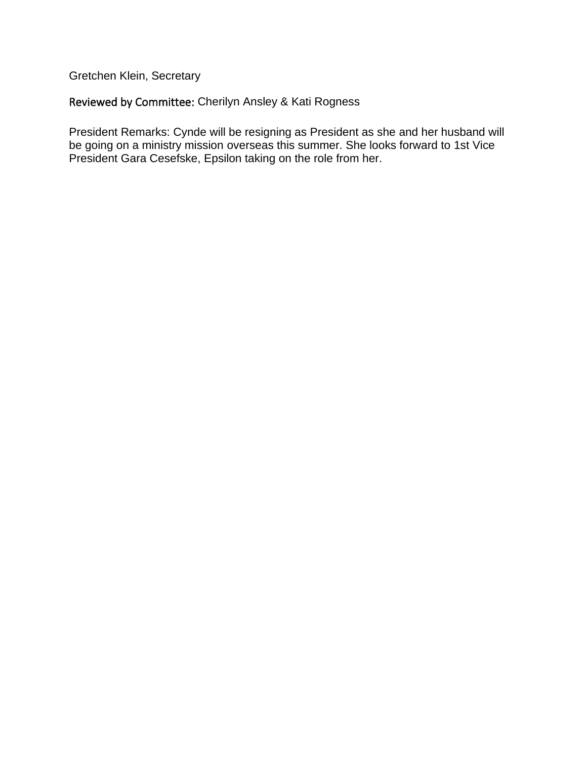Gretchen Klein, Secretary

Reviewed by Committee: Cherilyn Ansley & Kati Rogness

President Remarks: Cynde will be resigning as President as she and her husband will be going on a ministry mission overseas this summer. She looks forward to 1st Vice President Gara Cesefske, Epsilon taking on the role from her.